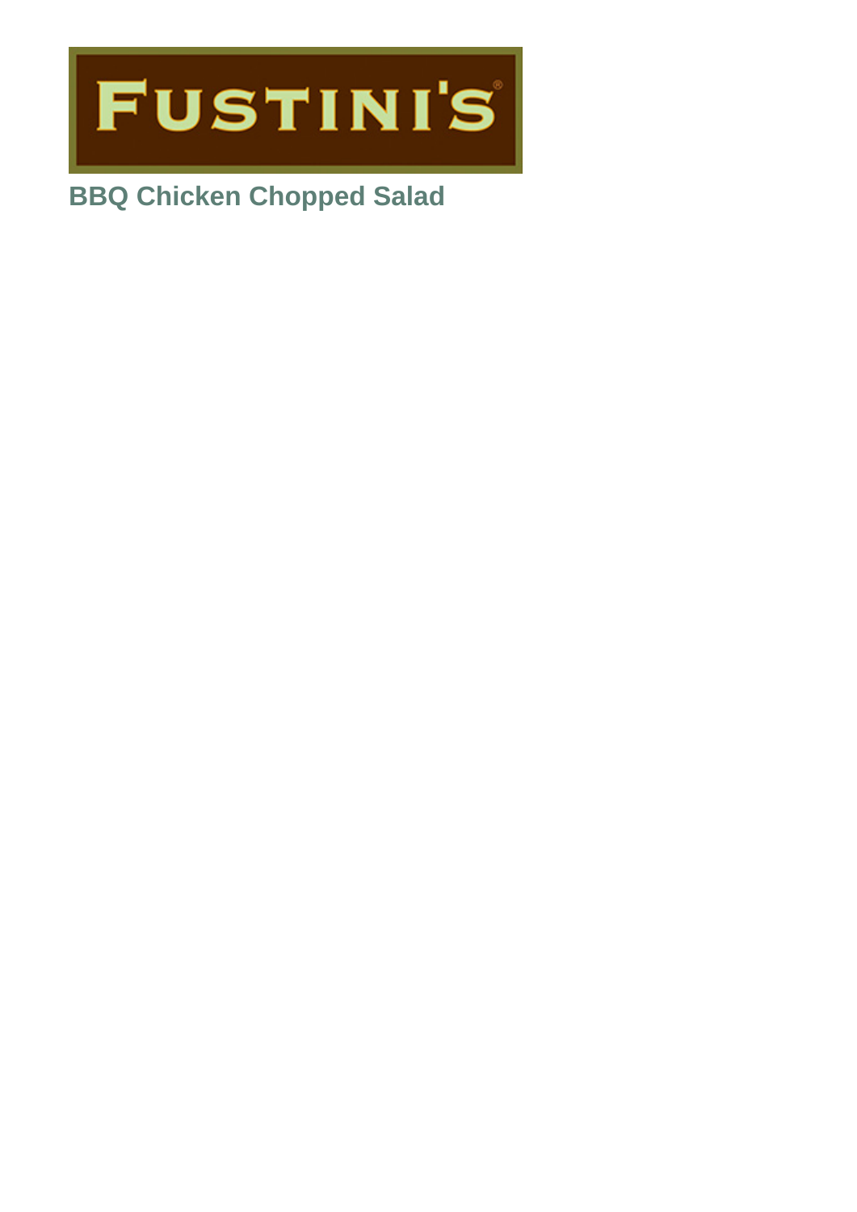FUSTINI'S

# BBQ Chicken Chopped Salad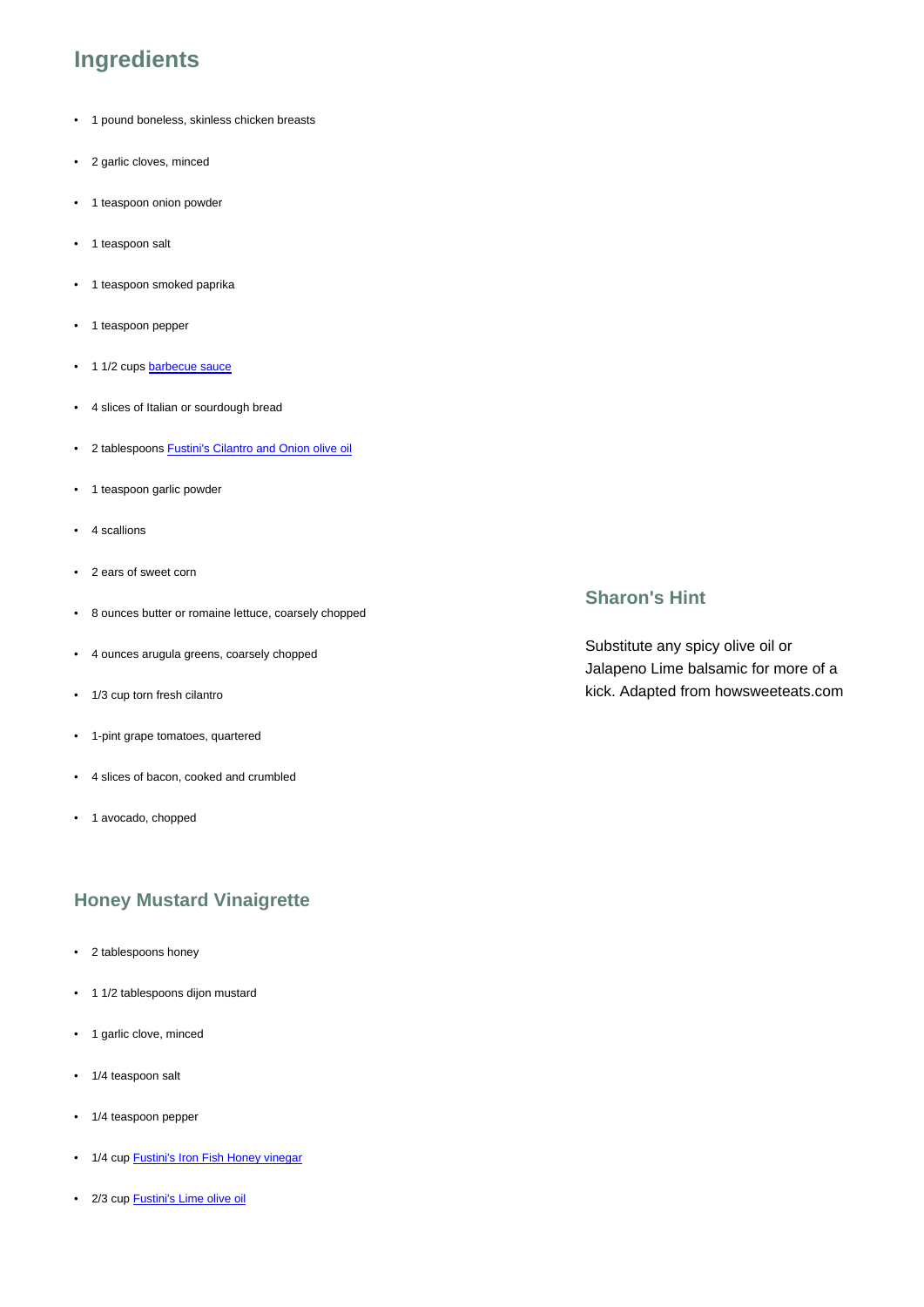## Ingredients

- 1 pound boneless, skinless chicken breasts
- 2 garlic cloves, minced
- 1 teaspoon onion powder
- 1 teaspoon salt
- 1 teaspoon smoked paprika
- 1 teaspoon pepper
- 1 1/2 cups barbecue sauce
- 4 slices of Italian or sourdough bread
- 2 tablespoons Fustini's Cilantro and Onion olive oil
- 1 teaspoon garlic powder
- 4 scallions
- 2 ears of sweet corn
- 8 ounces butter or romaine lettuce, coarsely chopped
- 4 ounces arugula greens, coarsely chopped
- 1/3 cup torn fresh cilantro
- 1-pint grape tomatoes, quartered
- 4 slices of bacon, cooked and crumbled
- 1 avocado, chopped

## Honey Mustard Vinaigrette

- 2 tablespoons honey
- 1 1/2 tablespoons dijon mustard
- 1 garlic clove, minced
- 1/4 teaspoon salt
- 1/4 teaspoon pepper
- 1/4 cup Fustini's Iron Fish Honey vinegar
- 2/3 cup Fustini's Lime olive oil

## Sharon's Hint

Substitute any spicy olive oil or Jalapeno Lime balsamic for more of a kick. Adapted from howsweeteats.com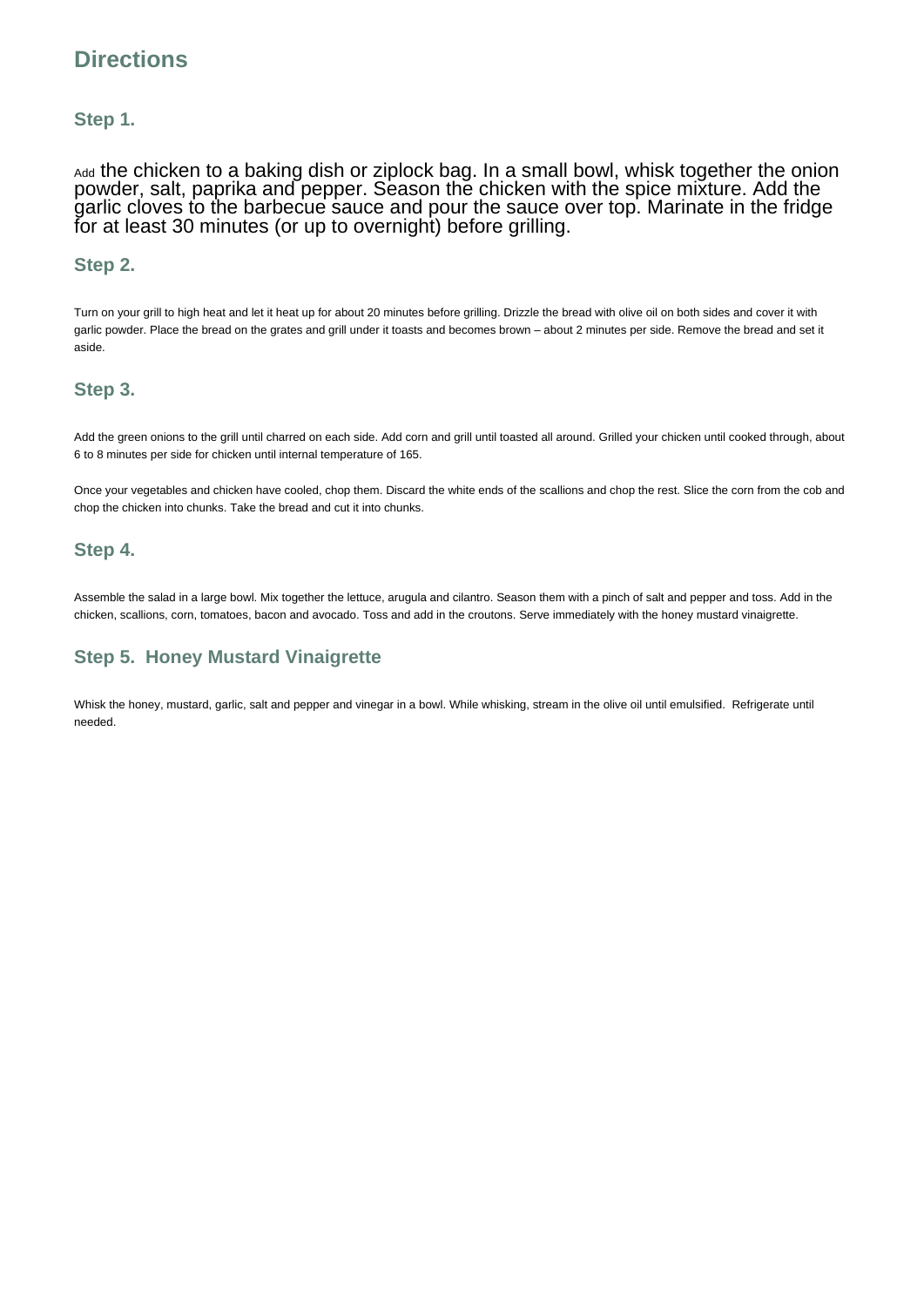## Directions

### Step 1.

Add the chicken to a baking dish or ziplock bag. In a small bowl, whisk together the onion powder, salt, paprika and pepper. Season the chicken with the spice mixture. Add the garlic cloves to the barbecue sauce and pour the sauce over top. Marinate in the fridge for at least 30 minutes (or up to overnight) before grilling.

### Step 2.

Turn on your grill to high heat and let it heat up for about 20 minutes before grilling. Drizzle the bread with olive oil on both sides and cover it with garlic powder. Place the bread on the grates and grill under it toasts and becomes brown – about 2 minutes per side. Remove the bread and set it aside.

### Step 3.

Add the green onions to the grill until charred on each side. Add corn and grill until toasted all around. Grilled your chicken until cooked through, about 6 to 8 minutes per side for chicken until internal temperature of 165.

Once your vegetables and chicken have cooled, chop them. Discard the white ends of the scallions and chop the rest. Slice the corn from the cob and chop the chicken into chunks. Take the bread and cut it into chunks.

### Step 4.

Assemble the salad in a large bowl. Mix together the lettuce, arugula and cilantro. Season them with a pinch of salt and pepper and toss. Add in the chicken, scallions, corn, tomatoes, bacon and avocado. Toss and add in the croutons. Serve immediately with the honey mustard vinaigrette.

### Step 5. Honey Mustard Vinaigrette

Whisk the honey, mustard, garlic, salt and pepper and vinegar in a bowl. While whisking, stream in the olive oil until emulsified. Refrigerate until needed.